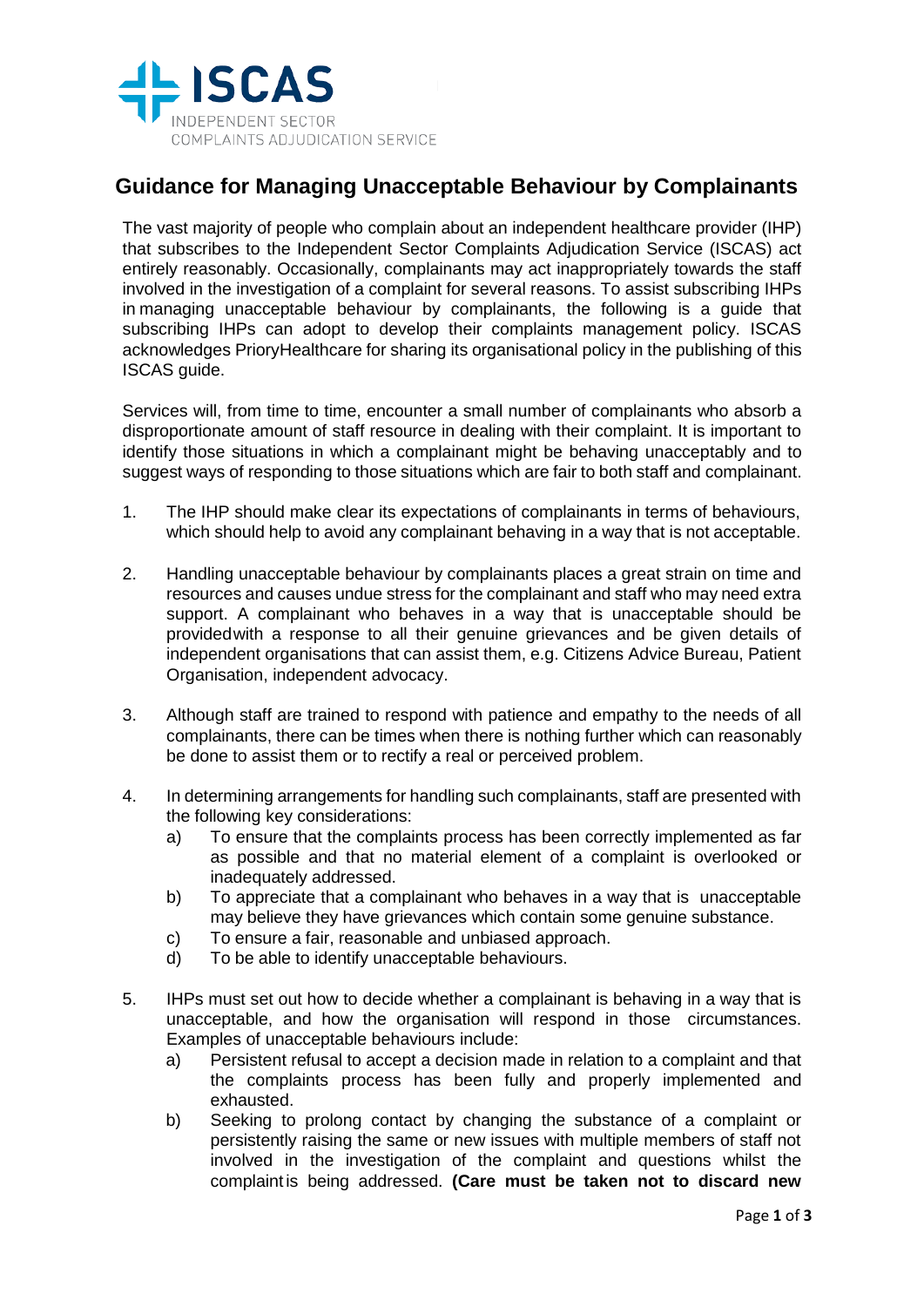ISCAS
INDEPENDENT SECTOR
COMPLAINTS ADJUDICATION SERVICE

# Guidance for Managing Unacceptable Behaviour by Complainants

The vast majority of people who complain about an independent healthcare provider (IHP) that subscribes to the Independent Sector Complaints Adjudication Service (ISCAS) act entirely reasonably. Occasionally, complainants may act inappropriately towards the staff involved in the investigation of a complaint for several reasons. To assist subscribing IHPs in managing unacceptable behaviour by complainants, the following is a guide that subscribing IHPs can adopt to develop their complaints management policy. ISCAS acknowledges PrioryHealthcare for sharing its organisational policy in the publishing of this ISCAS guide.

Services will, from time to time, encounter a small number of complainants who absorb a disproportionate amount of staff resource in dealing with their complaint. It is important to identify those situations in which a complainant might be behaving unacceptably and to suggest ways of responding to those situations which are fair to both staff and complainant.

1. The IHP should make clear its expectations of complainants in terms of behaviours, which should help to avoid any complainant behaving in a way that is not acceptable.

2. Handling unacceptable behaviour by complainants places a great strain on time and resources and causes undue stress for the complainant and staff who may need extra support. A complainant who behaves in a way that is unacceptable should be provided with a response to all their genuine grievances and be given details of independent organisations that can assist them, e.g. Citizens Advice Bureau, Patient Organisation, independent advocacy.

3. Although staff are trained to respond with patience and empathy to the needs of all complainants, there can be times when there is nothing further which can reasonably be done to assist them or to rectify a real or perceived problem.

4. In determining arrangements for handling such complainants, staff are presented with the following key considerations:
   a) To ensure that the complaints process has been correctly implemented as far as possible and that no material element of a complaint is overlooked or inadequately addressed.
   b) To appreciate that a complainant who behaves in a way that is unacceptable may believe they have grievances which contain some genuine substance.
   c) To ensure a fair, reasonable and unbiased approach.
   d) To be able to identify unacceptable behaviours.

5. IHPs must set out how to decide whether a complainant is behaving in a way that is unacceptable, and how the organisation will respond in those circumstances. Examples of unacceptable behaviours include:
   a) Persistent refusal to accept a decision made in relation to a complaint and that the complaints process has been fully and properly implemented and exhausted.
   b) Seeking to prolong contact by changing the substance of a complaint or persistently raising the same or new issues with multiple members of staff not involved in the investigation of the complaint and questions whilst the complaint is being addressed. **(Care must be taken not to discard new**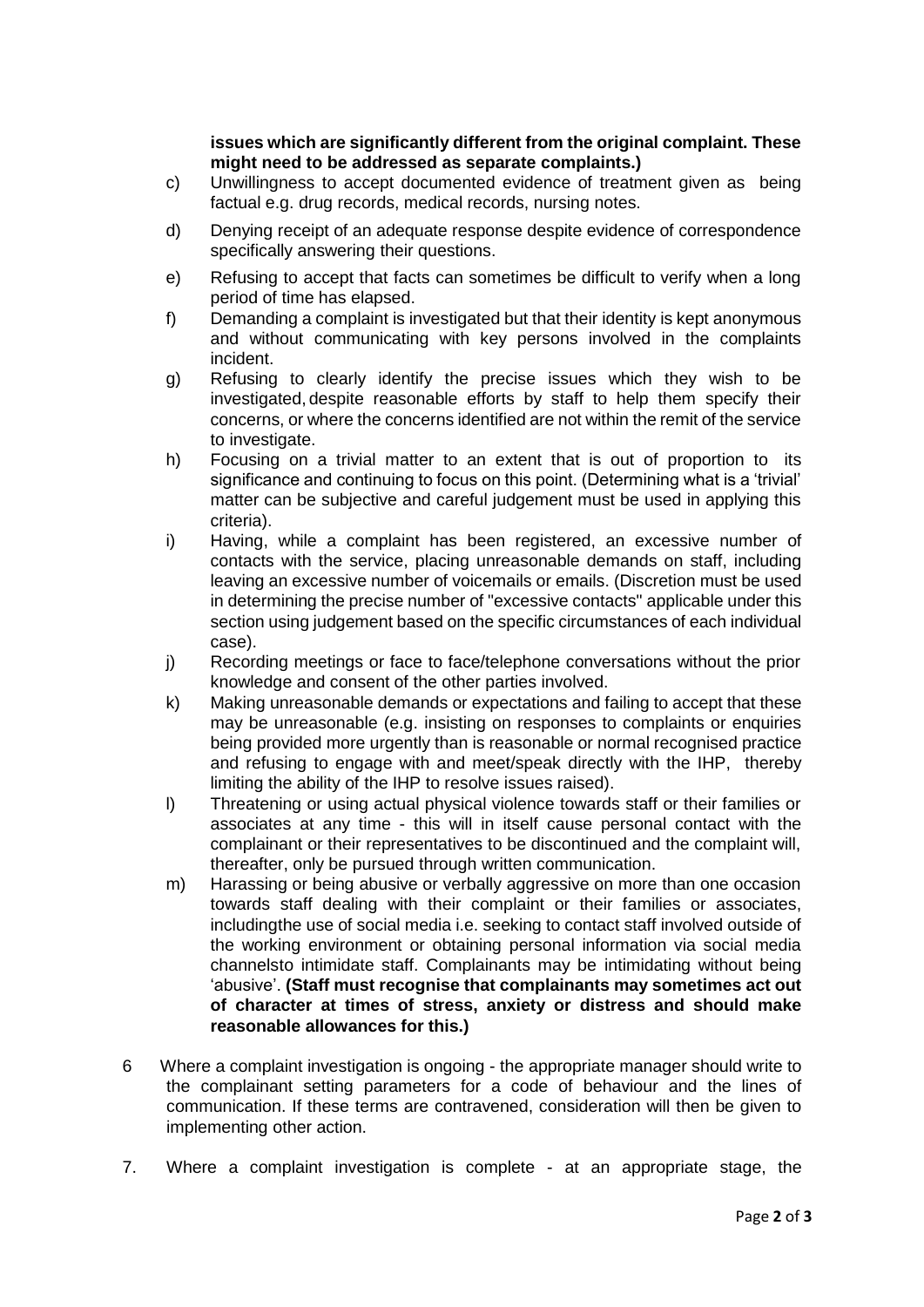**issues which are significantly different from the original complaint. These might need to be addressed as separate complaints.)**

c) Unwillingness to accept documented evidence of treatment given as being factual e.g. drug records, medical records, nursing notes.

d) Denying receipt of an adequate response despite evidence of correspondence specifically answering their questions.

e) Refusing to accept that facts can sometimes be difficult to verify when a long period of time has elapsed.

f) Demanding a complaint is investigated but that their identity is kept anonymous and without communicating with key persons involved in the complaints incident.

g) Refusing to clearly identify the precise issues which they wish to be investigated, despite reasonable efforts by staff to help them specify their concerns, or where the concerns identified are not within the remit of the service to investigate.

h) Focusing on a trivial matter to an extent that is out of proportion to its significance and continuing to focus on this point. (Determining what is a 'trivial' matter can be subjective and careful judgement must be used in applying this criteria).

i) Having, while a complaint has been registered, an excessive number of contacts with the service, placing unreasonable demands on staff, including leaving an excessive number of voicemails or emails. (Discretion must be used in determining the precise number of "excessive contacts" applicable under this section using judgement based on the specific circumstances of each individual case).

j) Recording meetings or face to face/telephone conversations without the prior knowledge and consent of the other parties involved.

k) Making unreasonable demands or expectations and failing to accept that these may be unreasonable (e.g. insisting on responses to complaints or enquiries being provided more urgently than is reasonable or normal recognised practice and refusing to engage with and meet/speak directly with the IHP, thereby limiting the ability of the IHP to resolve issues raised).

l) Threatening or using actual physical violence towards staff or their families or associates at any time - this will in itself cause personal contact with the complainant or their representatives to be discontinued and the complaint will, thereafter, only be pursued through written communication.

m) Harassing or being abusive or verbally aggressive on more than one occasion towards staff dealing with their complaint or their families or associates, includingthe use of social media i.e. seeking to contact staff involved outside of the working environment or obtaining personal information via social media channelsto intimidate staff. Complainants may be intimidating without being 'abusive'. **(Staff must recognise that complainants may sometimes act out of character at times of stress, anxiety or distress and should make reasonable allowances for this.)**

6 Where a complaint investigation is ongoing - the appropriate manager should write to the complainant setting parameters for a code of behaviour and the lines of communication. If these terms are contravened, consideration will then be given to implementing other action.

7. Where a complaint investigation is complete - at an appropriate stage, the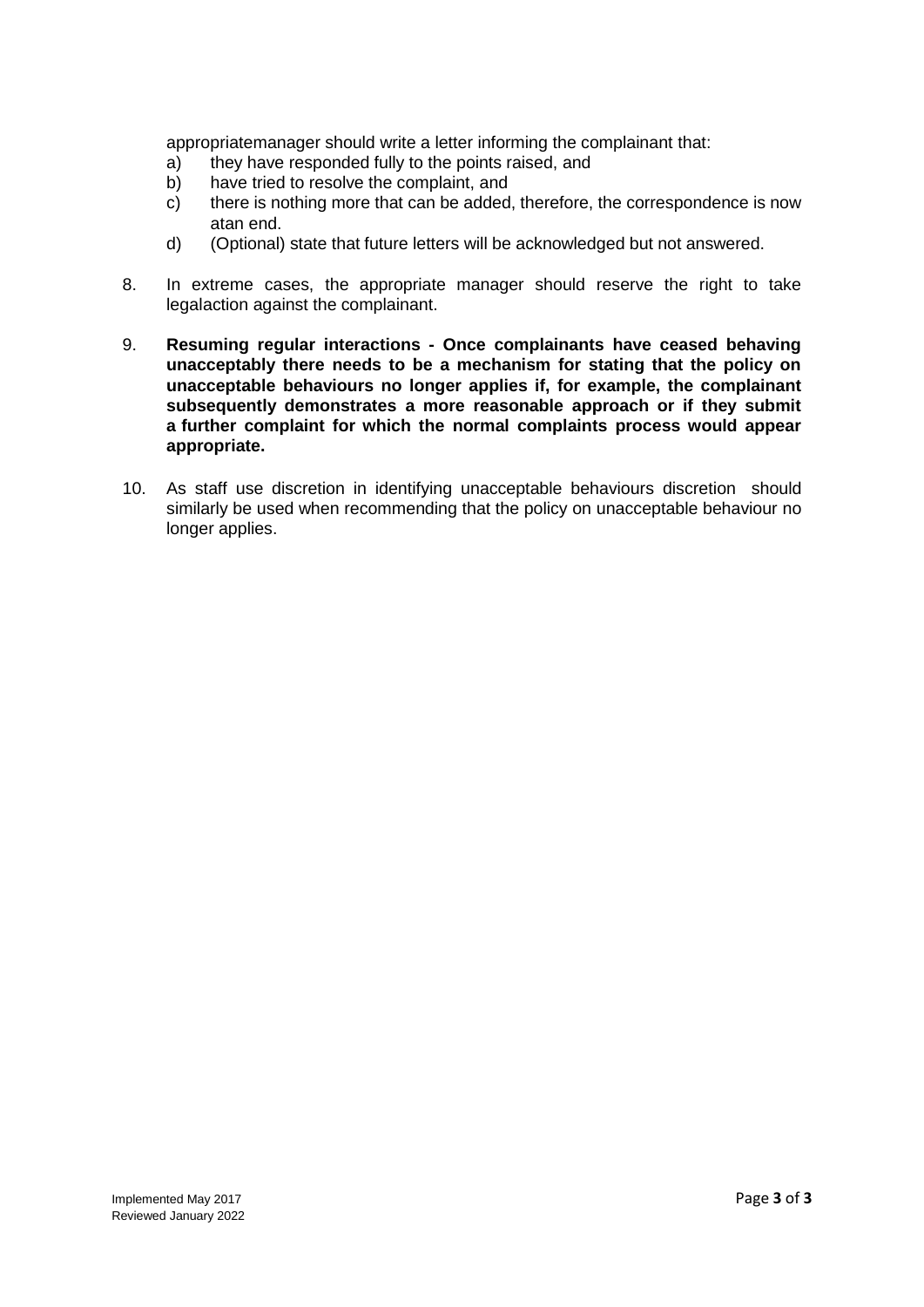appropriatemanager should write a letter informing the complainant that:

a) they have responded fully to the points raised, and
b) have tried to resolve the complaint, and
c) there is nothing more that can be added, therefore, the correspondence is now atan end.
d) (Optional) state that future letters will be acknowledged but not answered.

8. In extreme cases, the appropriate manager should reserve the right to take legalaction against the complainant.

9. **Resuming regular interactions - Once complainants have ceased behaving unacceptably there needs to be a mechanism for stating that the policy on unacceptable behaviours no longer applies if, for example, the complainant subsequently demonstrates a more reasonable approach or if they submit a further complaint for which the normal complaints process would appear appropriate.**

10. As staff use discretion in identifying unacceptable behaviours discretion should similarly be used when recommending that the policy on unacceptable behaviour no longer applies.

Implemented May 2017
Reviewed January 2022